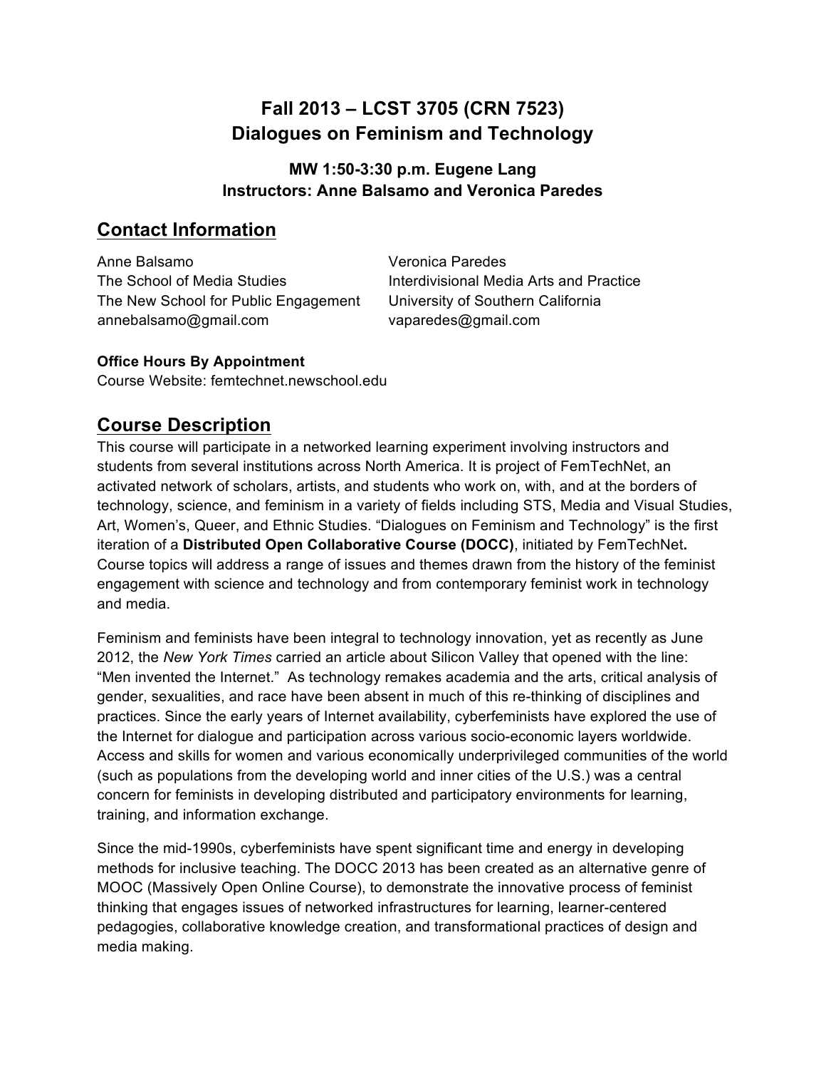# Fall 2013 – LCST 3705 (CRN 7523)
# Dialogues on Feminism and Technology

### MW 1:50-3:30 p.m. Eugene Lang
### Instructors: Anne Balsamo and Veronica Paredes

## Contact Information

Anne Balsamo
The School of Media Studies
The New School for Public Engagement
annebalsamo@gmail.com

Veronica Paredes
Interdivisional Media Arts and Practice
University of Southern California
vaparedes@gmail.com

**Office Hours By Appointment**
Course Website: femtechnet.newschool.edu

## Course Description

This course will participate in a networked learning experiment involving instructors and students from several institutions across North America. It is project of FemTechNet, an activated network of scholars, artists, and students who work on, with, and at the borders of technology, science, and feminism in a variety of fields including STS, Media and Visual Studies, Art, Women's, Queer, and Ethnic Studies. "Dialogues on Feminism and Technology" is the first iteration of a **Distributed Open Collaborative Course (DOCC)**, initiated by FemTechNet**.** Course topics will address a range of issues and themes drawn from the history of the feminist engagement with science and technology and from contemporary feminist work in technology and media.

Feminism and feminists have been integral to technology innovation, yet as recently as June 2012, the *New York Times* carried an article about Silicon Valley that opened with the line: "Men invented the Internet." As technology remakes academia and the arts, critical analysis of gender, sexualities, and race have been absent in much of this re-thinking of disciplines and practices. Since the early years of Internet availability, cyberfeminists have explored the use of the Internet for dialogue and participation across various socio-economic layers worldwide. Access and skills for women and various economically underprivileged communities of the world (such as populations from the developing world and inner cities of the U.S.) was a central concern for feminists in developing distributed and participatory environments for learning, training, and information exchange.

Since the mid-1990s, cyberfeminists have spent significant time and energy in developing methods for inclusive teaching. The DOCC 2013 has been created as an alternative genre of MOOC (Massively Open Online Course), to demonstrate the innovative process of feminist thinking that engages issues of networked infrastructures for learning, learner-centered pedagogies, collaborative knowledge creation, and transformational practices of design and media making.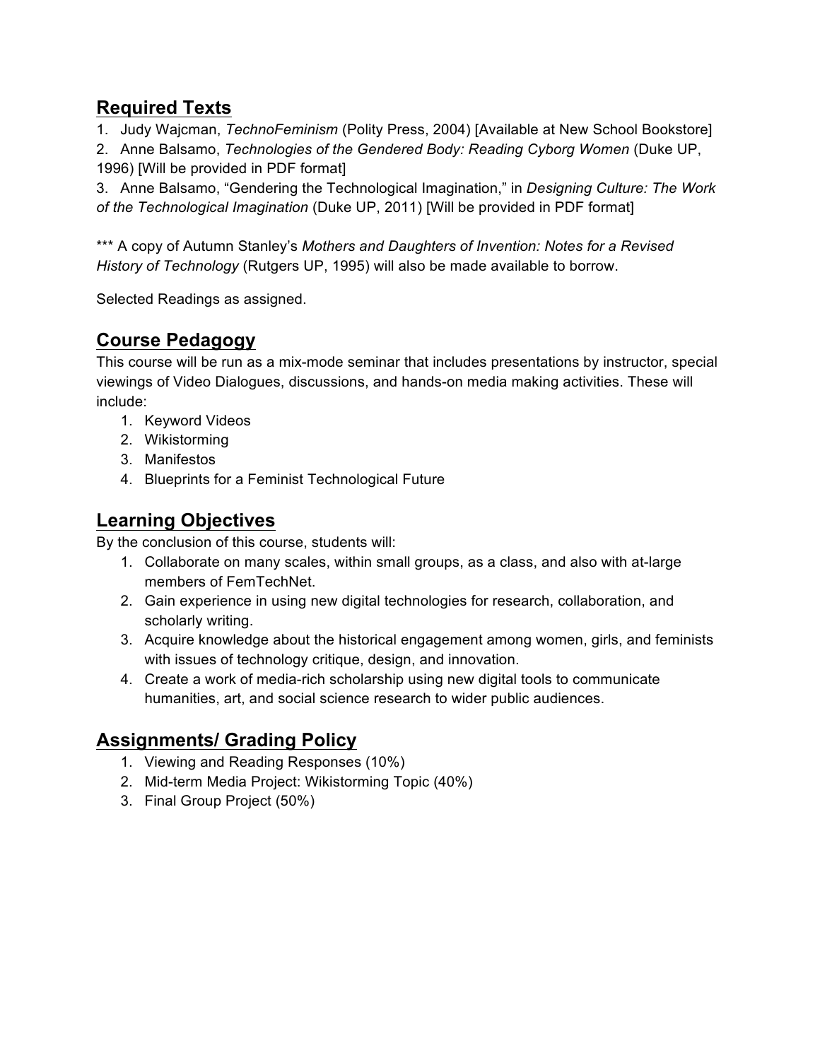## Required Texts

1. Judy Wajcman, *TechnoFeminism* (Polity Press, 2004) [Available at New School Bookstore]
2. Anne Balsamo, *Technologies of the Gendered Body: Reading Cyborg Women* (Duke UP, 1996) [Will be provided in PDF format]
3. Anne Balsamo, "Gendering the Technological Imagination," in *Designing Culture: The Work of the Technological Imagination* (Duke UP, 2011) [Will be provided in PDF format]

*** A copy of Autumn Stanley's *Mothers and Daughters of Invention: Notes for a Revised History of Technology* (Rutgers UP, 1995) will also be made available to borrow.

Selected Readings as assigned.

## Course Pedagogy

This course will be run as a mix-mode seminar that includes presentations by instructor, special viewings of Video Dialogues, discussions, and hands-on media making activities. These will include:

1. Keyword Videos
2. Wikistorming
3. Manifestos
4. Blueprints for a Feminist Technological Future

## Learning Objectives

By the conclusion of this course, students will:

1. Collaborate on many scales, within small groups, as a class, and also with at-large members of FemTechNet.
2. Gain experience in using new digital technologies for research, collaboration, and scholarly writing.
3. Acquire knowledge about the historical engagement among women, girls, and feminists with issues of technology critique, design, and innovation.
4. Create a work of media-rich scholarship using new digital tools to communicate humanities, art, and social science research to wider public audiences.

## Assignments/ Grading Policy

1. Viewing and Reading Responses (10%)
2. Mid-term Media Project: Wikistorming Topic (40%)
3. Final Group Project (50%)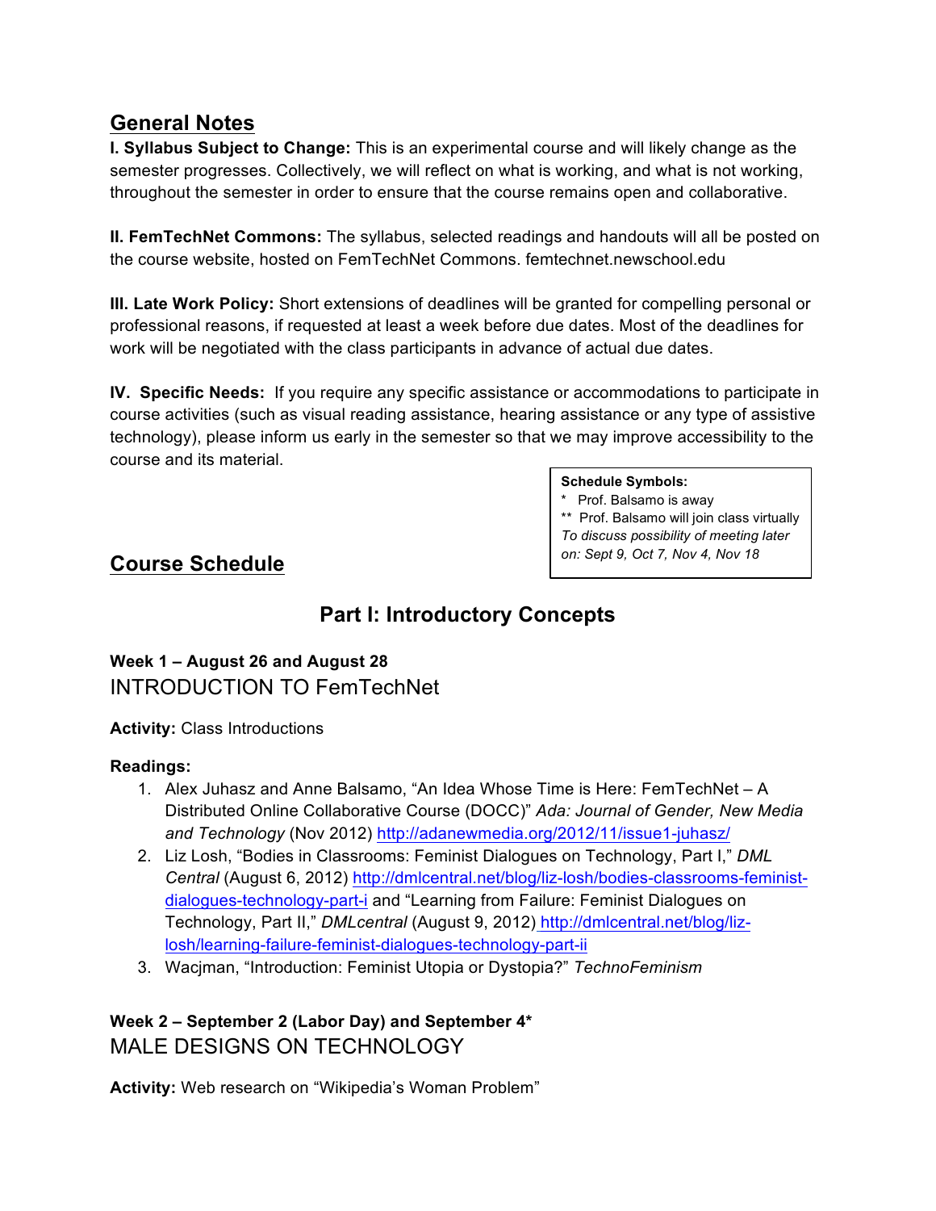## General Notes

**I. Syllabus Subject to Change:** This is an experimental course and will likely change as the semester progresses. Collectively, we will reflect on what is working, and what is not working, throughout the semester in order to ensure that the course remains open and collaborative.

**II. FemTechNet Commons:** The syllabus, selected readings and handouts will all be posted on the course website, hosted on FemTechNet Commons. femtechnet.newschool.edu

**III. Late Work Policy:** Short extensions of deadlines will be granted for compelling personal or professional reasons, if requested at least a week before due dates. Most of the deadlines for work will be negotiated with the class participants in advance of actual due dates.

**IV. Specific Needs:** If you require any specific assistance or accommodations to participate in course activities (such as visual reading assistance, hearing assistance or any type of assistive technology), please inform us early in the semester so that we may improve accessibility to the course and its material.

**Schedule Symbols:**
\* Prof. Balsamo is away
\*\* Prof. Balsamo will join class virtually
*To discuss possibility of meeting later on: Sept 9, Oct 7, Nov 4, Nov 18*

## Course Schedule

## Part I: Introductory Concepts

**Week 1 – August 26 and August 28**

### INTRODUCTION TO FemTechNet

**Activity:** Class Introductions

**Readings:**

1. Alex Juhasz and Anne Balsamo, "An Idea Whose Time is Here: FemTechNet – A Distributed Online Collaborative Course (DOCC)" *Ada: Journal of Gender, New Media and Technology* (Nov 2012) http://adanewmedia.org/2012/11/issue1-juhasz/
2. Liz Losh, "Bodies in Classrooms: Feminist Dialogues on Technology, Part I," *DML Central* (August 6, 2012) http://dmlcentral.net/blog/liz-losh/bodies-classrooms-feminist-dialogues-technology-part-i and "Learning from Failure: Feminist Dialogues on Technology, Part II," *DMLcentral* (August 9, 2012) http://dmlcentral.net/blog/liz-losh/learning-failure-feminist-dialogues-technology-part-ii
3. Wacjman, "Introduction: Feminist Utopia or Dystopia?" *TechnoFeminism*

**Week 2 – September 2 (Labor Day) and September 4***

### MALE DESIGNS ON TECHNOLOGY

**Activity:** Web research on "Wikipedia's Woman Problem"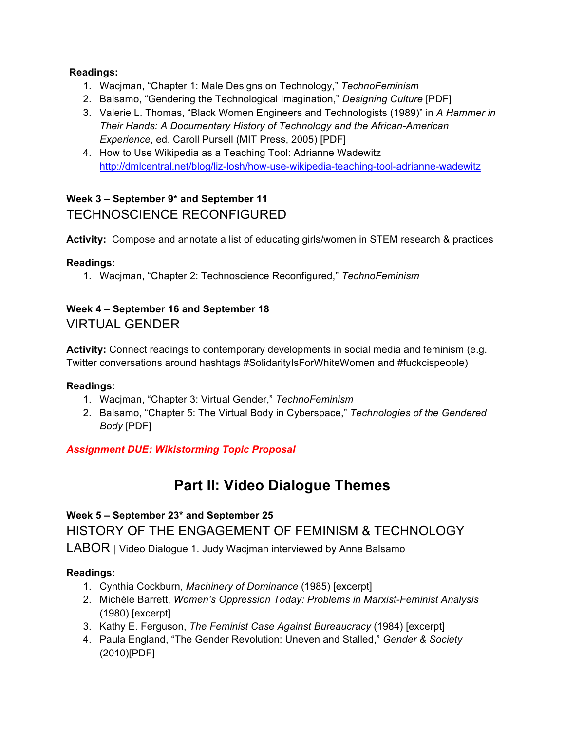**Readings:**

1. Wacjman, "Chapter 1: Male Designs on Technology," *TechnoFeminism*
2. Balsamo, "Gendering the Technological Imagination," *Designing Culture* [PDF]
3. Valerie L. Thomas, "Black Women Engineers and Technologists (1989)" in *A Hammer in Their Hands: A Documentary History of Technology and the African-American Experience*, ed. Caroll Pursell (MIT Press, 2005) [PDF]
4. How to Use Wikipedia as a Teaching Tool: Adrianne Wadewitz http://dmlcentral.net/blog/liz-losh/how-use-wikipedia-teaching-tool-adrianne-wadewitz

**Week 3 – September 9* and September 11**

### TECHNOSCIENCE RECONFIGURED

**Activity:** Compose and annotate a list of educating girls/women in STEM research & practices

**Readings:**

1. Wacjman, "Chapter 2: Technoscience Reconfigured," *TechnoFeminism*

**Week 4 – September 16 and September 18**

### VIRTUAL GENDER

**Activity:** Connect readings to contemporary developments in social media and feminism (e.g. Twitter conversations around hashtags #SolidarityIsForWhiteWomen and #fuckcispeople)

**Readings:**

1. Wacjman, "Chapter 3: Virtual Gender," *TechnoFeminism*
2. Balsamo, "Chapter 5: The Virtual Body in Cyberspace," *Technologies of the Gendered Body* [PDF]

***Assignment DUE: Wikistorming Topic Proposal***

## Part II: Video Dialogue Themes

**Week 5 – September 23* and September 25**

### HISTORY OF THE ENGAGEMENT OF FEMINISM & TECHNOLOGY LABOR | Video Dialogue 1. Judy Wacjman interviewed by Anne Balsamo

**Readings:**

1. Cynthia Cockburn, *Machinery of Dominance* (1985) [excerpt]
2. Michèle Barrett, *Women's Oppression Today: Problems in Marxist-Feminist Analysis* (1980) [excerpt]
3. Kathy E. Ferguson, *The Feminist Case Against Bureaucracy* (1984) [excerpt]
4. Paula England, "The Gender Revolution: Uneven and Stalled," *Gender & Society* (2010)[PDF]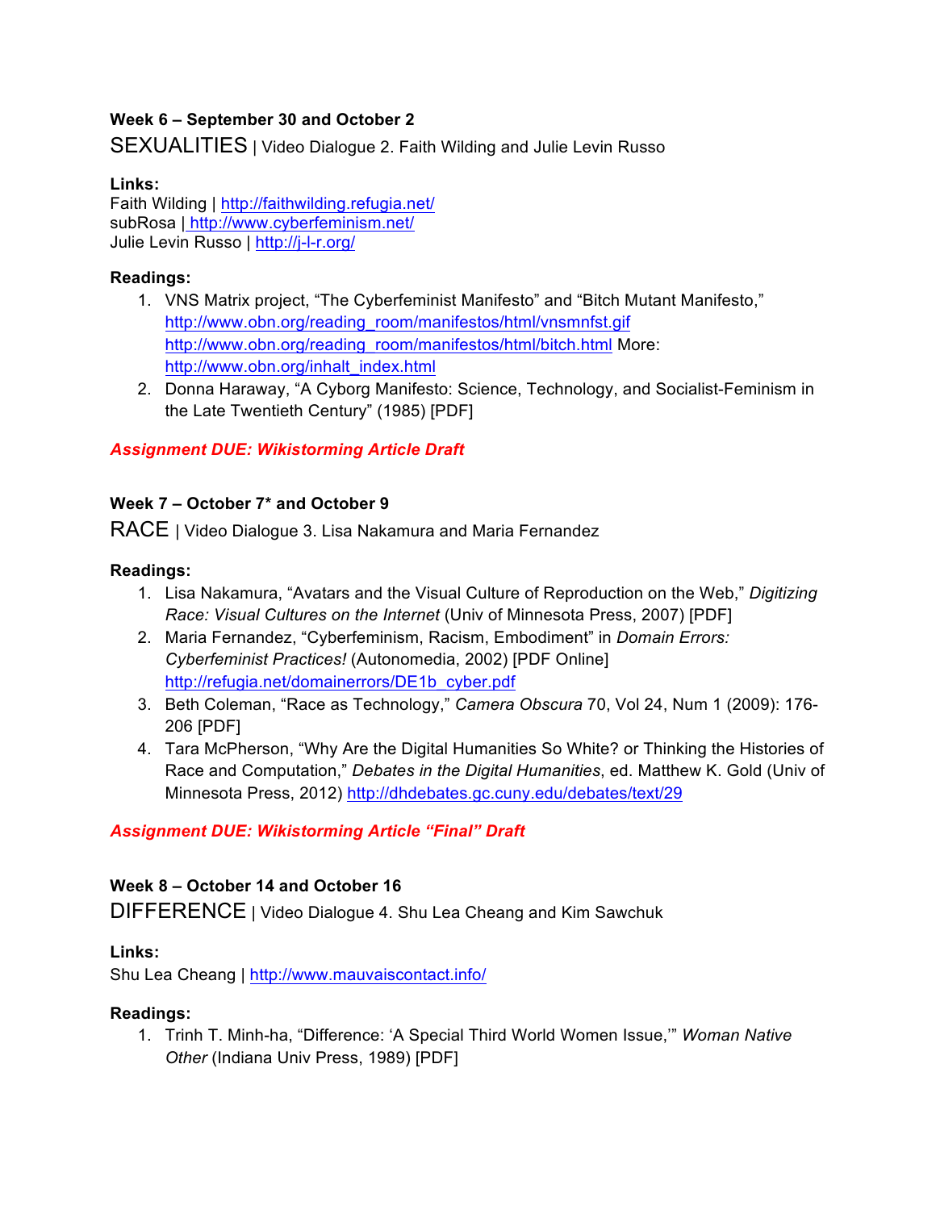### Week 6 – September 30 and October 2

SEXUALITIES | Video Dialogue 2. Faith Wilding and Julie Levin Russo

**Links:**
Faith Wilding | http://faithwilding.refugia.net/
subRosa | http://www.cyberfeminism.net/
Julie Levin Russo | http://j-l-r.org/

**Readings:**

1. VNS Matrix project, "The Cyberfeminist Manifesto" and "Bitch Mutant Manifesto," http://www.obn.org/reading_room/manifestos/html/vnsmnfst.gif http://www.obn.org/reading_room/manifestos/html/bitch.html More: http://www.obn.org/inhalt_index.html
2. Donna Haraway, "A Cyborg Manifesto: Science, Technology, and Socialist-Feminism in the Late Twentieth Century" (1985) [PDF]

***Assignment DUE: Wikistorming Article Draft***

### Week 7 – October 7* and October 9

RACE | Video Dialogue 3. Lisa Nakamura and Maria Fernandez

**Readings:**

1. Lisa Nakamura, "Avatars and the Visual Culture of Reproduction on the Web," *Digitizing Race: Visual Cultures on the Internet* (Univ of Minnesota Press, 2007) [PDF]
2. Maria Fernandez, "Cyberfeminism, Racism, Embodiment" in *Domain Errors: Cyberfeminist Practices!* (Autonomedia, 2002) [PDF Online] http://refugia.net/domainerrors/DE1b_cyber.pdf
3. Beth Coleman, "Race as Technology," *Camera Obscura* 70, Vol 24, Num 1 (2009): 176-206 [PDF]
4. Tara McPherson, "Why Are the Digital Humanities So White? or Thinking the Histories of Race and Computation," *Debates in the Digital Humanities*, ed. Matthew K. Gold (Univ of Minnesota Press, 2012) http://dhdebates.gc.cuny.edu/debates/text/29

***Assignment DUE: Wikistorming Article "Final" Draft***

### Week 8 – October 14 and October 16

DIFFERENCE | Video Dialogue 4. Shu Lea Cheang and Kim Sawchuk

**Links:**
Shu Lea Cheang | http://www.mauvaiscontact.info/

**Readings:**

1. Trinh T. Minh-ha, "Difference: 'A Special Third World Women Issue,'" *Woman Native Other* (Indiana Univ Press, 1989) [PDF]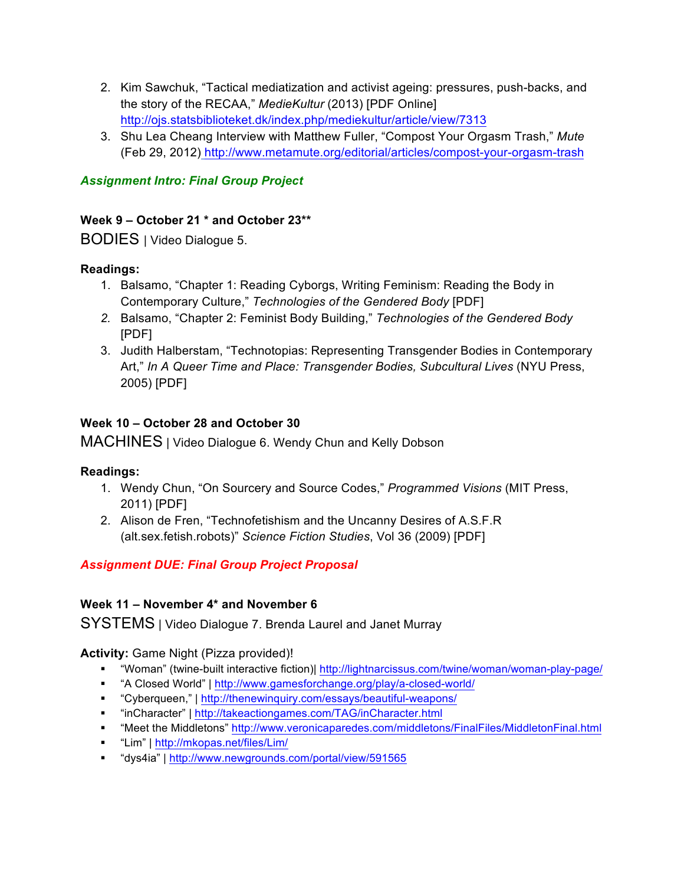2. Kim Sawchuk, “Tactical mediatization and activist ageing: pressures, push-backs, and the story of the RECAA,” *MedieKultur* (2013) [PDF Online] http://ojs.statsbiblioteket.dk/index.php/mediekultur/article/view/7313
3. Shu Lea Cheang Interview with Matthew Fuller, “Compost Your Orgasm Trash,” *Mute* (Feb 29, 2012) http://www.metamute.org/editorial/articles/compost-your-orgasm-trash

***Assignment Intro: Final Group Project***

**Week 9 – October 21 * and October 23****

BODIES | Video Dialogue 5.

**Readings:**

1. Balsamo, “Chapter 1: Reading Cyborgs, Writing Feminism: Reading the Body in Contemporary Culture,” *Technologies of the Gendered Body* [PDF]
2. Balsamo, “Chapter 2: Feminist Body Building,” *Technologies of the Gendered Body* [PDF]
3. Judith Halberstam, “Technotopias: Representing Transgender Bodies in Contemporary Art,” *In A Queer Time and Place: Transgender Bodies, Subcultural Lives* (NYU Press, 2005) [PDF]

**Week 10 – October 28 and October 30**

MACHINES | Video Dialogue 6. Wendy Chun and Kelly Dobson

**Readings:**

1. Wendy Chun, “On Sourcery and Source Codes,” *Programmed Visions* (MIT Press, 2011) [PDF]
2. Alison de Fren, “Technofetishism and the Uncanny Desires of A.S.F.R (alt.sex.fetish.robots)” *Science Fiction Studies*, Vol 36 (2009) [PDF]

***Assignment DUE: Final Group Project Proposal***

**Week 11 – November 4* and November 6**

SYSTEMS | Video Dialogue 7. Brenda Laurel and Janet Murray

**Activity:** Game Night (Pizza provided)!

- “Woman” (twine-built interactive fiction)| http://lightnarcissus.com/twine/woman/woman-play-page/
- “A Closed World” | http://www.gamesforchange.org/play/a-closed-world/
- “Cyberqueen,” | http://thenewinquiry.com/essays/beautiful-weapons/
- “inCharacter” | http://takeactiongames.com/TAG/inCharacter.html
- “Meet the Middletons” http://www.veronicaparedes.com/middletons/FinalFiles/MiddletonFinal.html
- “Lim” | http://mkopas.net/files/Lim/
- “dys4ia” | http://www.newgrounds.com/portal/view/591565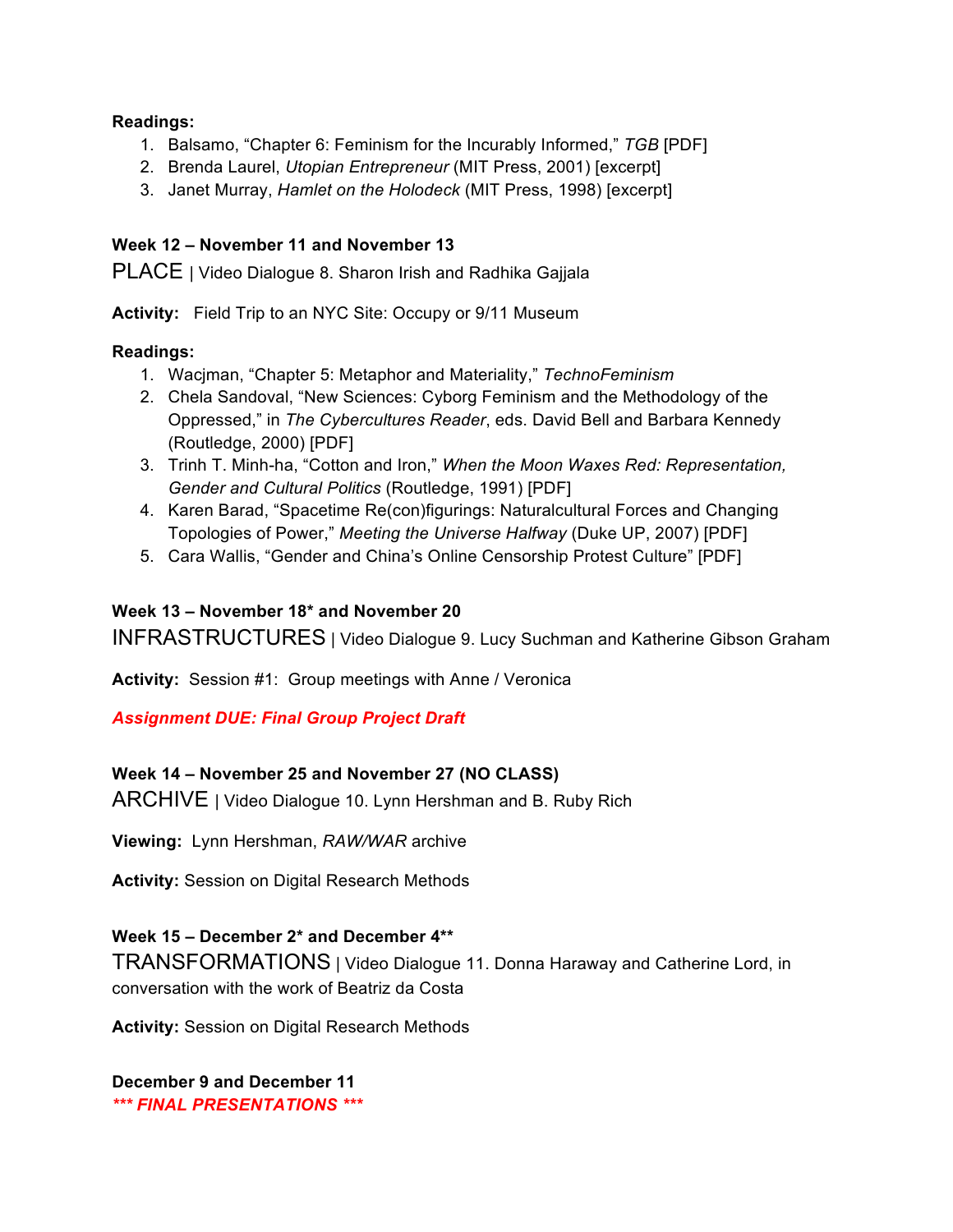**Readings:**

1. Balsamo, "Chapter 6: Feminism for the Incurably Informed," *TGB* [PDF]
2. Brenda Laurel, *Utopian Entrepreneur* (MIT Press, 2001) [excerpt]
3. Janet Murray, *Hamlet on the Holodeck* (MIT Press, 1998) [excerpt]

**Week 12 – November 11 and November 13**

PLACE | Video Dialogue 8. Sharon Irish and Radhika Gajjala

**Activity:** Field Trip to an NYC Site: Occupy or 9/11 Museum

**Readings:**

1. Wacjman, "Chapter 5: Metaphor and Materiality," *TechnoFeminism*
2. Chela Sandoval, "New Sciences: Cyborg Feminism and the Methodology of the Oppressed," in *The Cybercultures Reader*, eds. David Bell and Barbara Kennedy (Routledge, 2000) [PDF]
3. Trinh T. Minh-ha, "Cotton and Iron," *When the Moon Waxes Red: Representation, Gender and Cultural Politics* (Routledge, 1991) [PDF]
4. Karen Barad, "Spacetime Re(con)figurings: Naturalcultural Forces and Changing Topologies of Power," *Meeting the Universe Halfway* (Duke UP, 2007) [PDF]
5. Cara Wallis, "Gender and China's Online Censorship Protest Culture" [PDF]

**Week 13 – November 18* and November 20**

INFRASTRUCTURES | Video Dialogue 9. Lucy Suchman and Katherine Gibson Graham

**Activity:** Session #1: Group meetings with Anne / Veronica

***Assignment DUE: Final Group Project Draft***

**Week 14 – November 25 and November 27 (NO CLASS)**

ARCHIVE | Video Dialogue 10. Lynn Hershman and B. Ruby Rich

**Viewing:** Lynn Hershman, *RAW/WAR* archive

**Activity:** Session on Digital Research Methods

**Week 15 – December 2* and December 4****

TRANSFORMATIONS | Video Dialogue 11. Donna Haraway and Catherine Lord, in conversation with the work of Beatriz da Costa

**Activity:** Session on Digital Research Methods

**December 9 and December 11**

***\*\*\* FINAL PRESENTATIONS \*\*\****